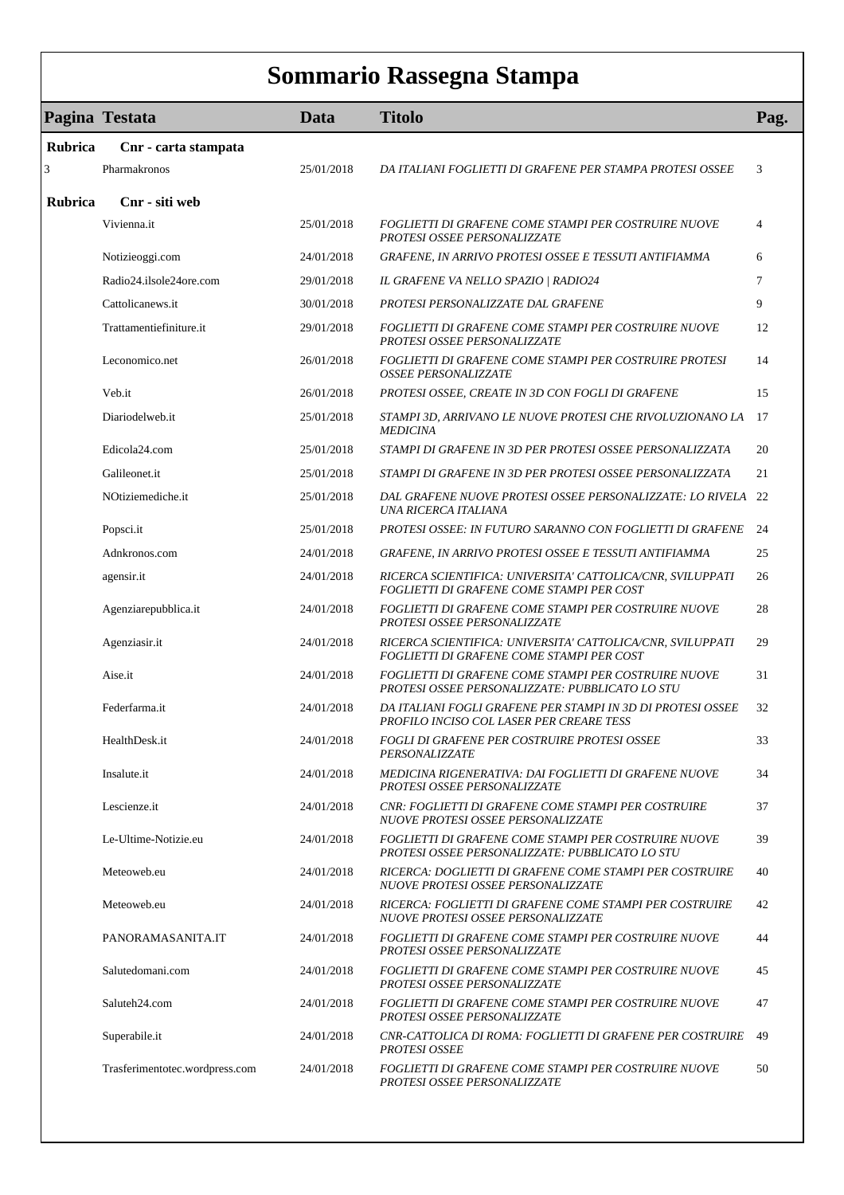# Sommario Rassegna Stampa

| Pagina | Testata | Data | Titolo | Pag. |
|---|---|---|---|---|
| **Rubrica** | **Cnr - carta stampata** | | | |
| 3 | Pharmakronos | 25/01/2018 | *DA ITALIANI FOGLIETTI DI GRAFENE PER STAMPA PROTESI OSSEE* | 3 |
| **Rubrica** | **Cnr - siti web** | | | |
| | Vivienna.it | 25/01/2018 | *FOGLIETTI DI GRAFENE COME STAMPI PER COSTRUIRE NUOVE PROTESI OSSEE PERSONALIZZATE* | 4 |
| | Notizieoggi.com | 24/01/2018 | *GRAFENE, IN ARRIVO PROTESI OSSEE E TESSUTI ANTIFIAMMA* | 6 |
| | Radio24.ilsole24ore.com | 29/01/2018 | *IL GRAFENE VA NELLO SPAZIO \| RADIO24* | 7 |
| | Cattolicanews.it | 30/01/2018 | *PROTESI PERSONALIZZATE DAL GRAFENE* | 9 |
| | Trattamentiefiniture.it | 29/01/2018 | *FOGLIETTI DI GRAFENE COME STAMPI PER COSTRUIRE NUOVE PROTESI OSSEE PERSONALIZZATE* | 12 |
| | Leconomico.net | 26/01/2018 | *FOGLIETTI DI GRAFENE COME STAMPI PER COSTRUIRE PROTESI OSSEE PERSONALIZZATE* | 14 |
| | Veb.it | 26/01/2018 | *PROTESI OSSEE, CREATE IN 3D CON FOGLI DI GRAFENE* | 15 |
| | Diariodelweb.it | 25/01/2018 | *STAMPI 3D, ARRIVANO LE NUOVE PROTESI CHE RIVOLUZIONANO LA MEDICINA* | 17 |
| | Edicola24.com | 25/01/2018 | *STAMPI DI GRAFENE IN 3D PER PROTESI OSSEE PERSONALIZZATA* | 20 |
| | Galileonet.it | 25/01/2018 | *STAMPI DI GRAFENE IN 3D PER PROTESI OSSEE PERSONALIZZATA* | 21 |
| | NOtiziemediche.it | 25/01/2018 | *DAL GRAFENE NUOVE PROTESI OSSEE PERSONALIZZATE: LO RIVELA UNA RICERCA ITALIANA* | 22 |
| | Popsci.it | 25/01/2018 | *PROTESI OSSEE: IN FUTURO SARANNO CON FOGLIETTI DI GRAFENE* | 24 |
| | Adnkronos.com | 24/01/2018 | *GRAFENE, IN ARRIVO PROTESI OSSEE E TESSUTI ANTIFIAMMA* | 25 |
| | agensir.it | 24/01/2018 | *RICERCA SCIENTIFICA: UNIVERSITA' CATTOLICA/CNR, SVILUPPATI FOGLIETTI DI GRAFENE COME STAMPI PER COST* | 26 |
| | Agenziarepubblica.it | 24/01/2018 | *FOGLIETTI DI GRAFENE COME STAMPI PER COSTRUIRE NUOVE PROTESI OSSEE PERSONALIZZATE* | 28 |
| | Agenziasir.it | 24/01/2018 | *RICERCA SCIENTIFICA: UNIVERSITA' CATTOLICA/CNR, SVILUPPATI FOGLIETTI DI GRAFENE COME STAMPI PER COST* | 29 |
| | Aise.it | 24/01/2018 | *FOGLIETTI DI GRAFENE COME STAMPI PER COSTRUIRE NUOVE PROTESI OSSEE PERSONALIZZATE: PUBBLICATO LO STU* | 31 |
| | Federfarma.it | 24/01/2018 | *DA ITALIANI FOGLI GRAFENE PER STAMPI IN 3D DI PROTESI OSSEE PROFILO INCISO COL LASER PER CREARE TESS* | 32 |
| | HealthDesk.it | 24/01/2018 | *FOGLI DI GRAFENE PER COSTRUIRE PROTESI OSSEE PERSONALIZZATE* | 33 |
| | Insalute.it | 24/01/2018 | *MEDICINA RIGENERATIVA: DAI FOGLIETTI DI GRAFENE NUOVE PROTESI OSSEE PERSONALIZZATE* | 34 |
| | Lescienze.it | 24/01/2018 | *CNR: FOGLIETTI DI GRAFENE COME STAMPI PER COSTRUIRE NUOVE PROTESI OSSEE PERSONALIZZATE* | 37 |
| | Le-Ultime-Notizie.eu | 24/01/2018 | *FOGLIETTI DI GRAFENE COME STAMPI PER COSTRUIRE NUOVE PROTESI OSSEE PERSONALIZZATE: PUBBLICATO LO STU* | 39 |
| | Meteoweb.eu | 24/01/2018 | *RICERCA: DOGLIETTI DI GRAFENE COME STAMPI PER COSTRUIRE NUOVE PROTESI OSSEE PERSONALIZZATE* | 40 |
| | Meteoweb.eu | 24/01/2018 | *RICERCA: FOGLIETTI DI GRAFENE COME STAMPI PER COSTRUIRE NUOVE PROTESI OSSEE PERSONALIZZATE* | 42 |
| | PANORAMASANITA.IT | 24/01/2018 | *FOGLIETTI DI GRAFENE COME STAMPI PER COSTRUIRE NUOVE PROTESI OSSEE PERSONALIZZATE* | 44 |
| | Salutedomani.com | 24/01/2018 | *FOGLIETTI DI GRAFENE COME STAMPI PER COSTRUIRE NUOVE PROTESI OSSEE PERSONALIZZATE* | 45 |
| | Saluteh24.com | 24/01/2018 | *FOGLIETTI DI GRAFENE COME STAMPI PER COSTRUIRE NUOVE PROTESI OSSEE PERSONALIZZATE* | 47 |
| | Superabile.it | 24/01/2018 | *CNR-CATTOLICA DI ROMA: FOGLIETTI DI GRAFENE PER COSTRUIRE PROTESI OSSEE* | 49 |
| | Trasferimentotec.wordpress.com | 24/01/2018 | *FOGLIETTI DI GRAFENE COME STAMPI PER COSTRUIRE NUOVE PROTESI OSSEE PERSONALIZZATE* | 50 |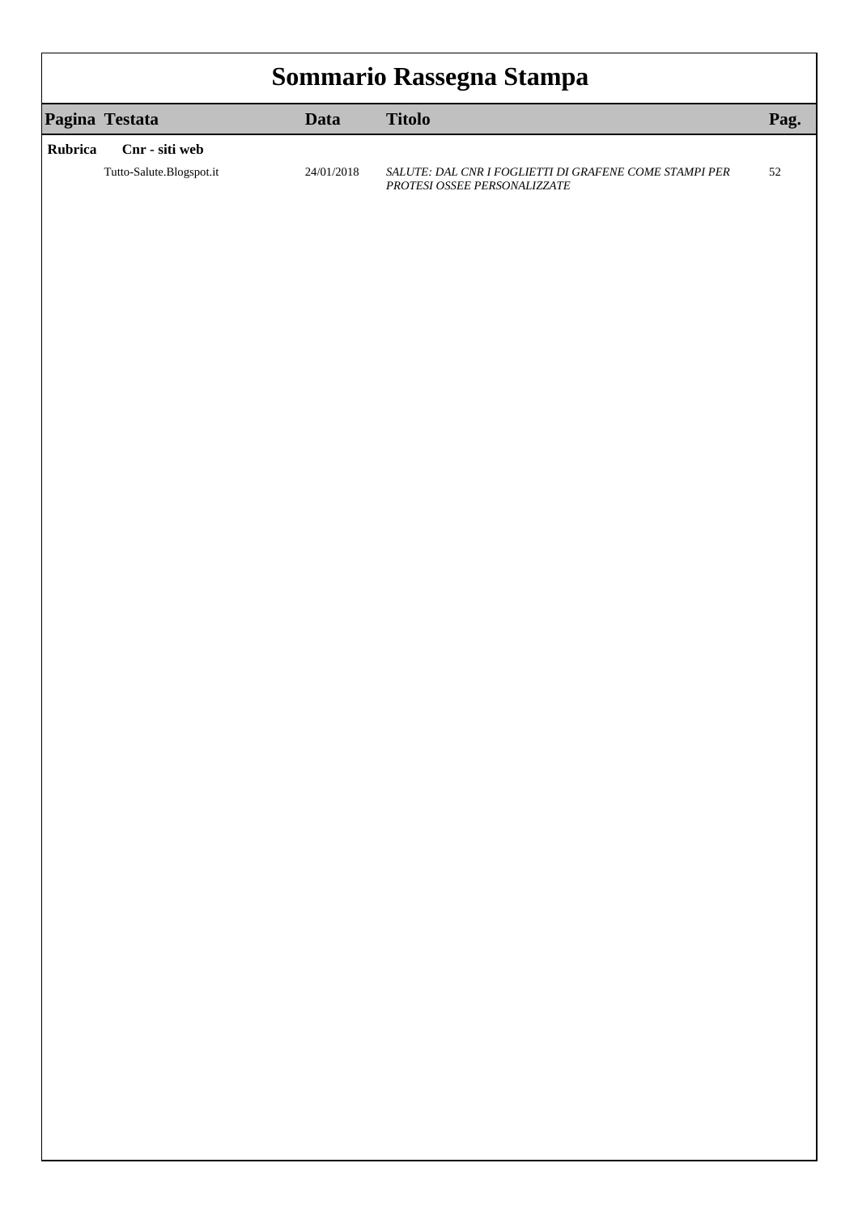# Sommario Rassegna Stampa

| Pagina | Testata | Data | Titolo | Pag. |
|---|---|---|---|---|
| **Rubrica** | **Cnr - siti web** | | | |
| | Tutto-Salute.Blogspot.it | 24/01/2018 | *SALUTE: DAL CNR I FOGLIETTI DI GRAFENE COME STAMPI PER PROTESI OSSEE PERSONALIZZATE* | 52 |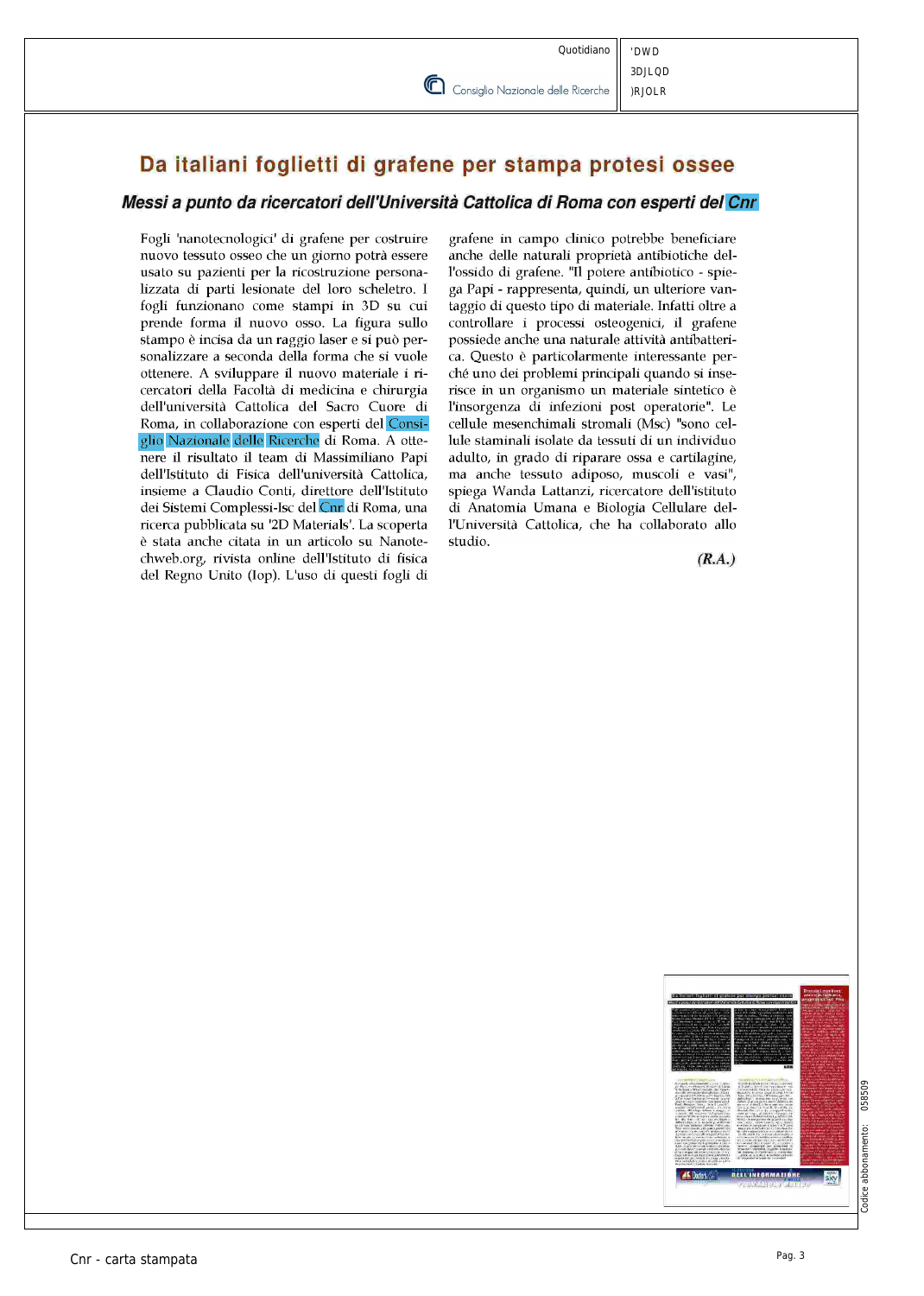# Da italiani foglietti di grafene per stampa protesi ossee

## *Messi a punto da ricercatori dell'Università Cattolica di Roma con esperti del Cnr*

Fogli 'nanotecnologici' di grafene per costruire nuovo tessuto osseo che un giorno potrà essere usato su pazienti per la ricostruzione personalizzata di parti lesionate del loro scheletro. I fogli funzionano come stampi in 3D su cui prende forma il nuovo osso. La figura sullo stampo è incisa da un raggio laser e si può personalizzare a seconda della forma che si vuole ottenere. A sviluppare il nuovo materiale i ricercatori della Facoltà di medicina e chirurgia dell'università Cattolica del Sacro Cuore di Roma, in collaborazione con esperti del Consiglio Nazionale delle Ricerche di Roma. A ottenere il risultato il team di Massimiliano Papi dell'Istituto di Fisica dell'università Cattolica, insieme a Claudio Conti, direttore dell'Istituto dei Sistemi Complessi-Isc del Cnr di Roma, una ricerca pubblicata su '2D Materials'. La scoperta è stata anche citata in un articolo su Nanotechweb.org, rivista online dell'Istituto di fisica del Regno Unito (Iop). L'uso di questi fogli di grafene in campo clinico potrebbe beneficiare anche delle naturali proprietà antibiotiche dell'ossido di grafene. "Il potere antibiotico - spiega Papi - rappresenta, quindi, un ulteriore vantaggio di questo tipo di materiale. Infatti oltre a controllare i processi osteogenici, il grafene possiede anche una naturale attività antibatterica. Questo è particolarmente interessante perché uno dei problemi principali quando si inserisce in un organismo un materiale sintetico è l'insorgenza di infezioni post operatorie". Le cellule mesenchimali stromali (Msc) "sono cellule staminali isolate da tessuti di un individuo adulto, in grado di riparare ossa e cartilagine, ma anche tessuto adiposo, muscoli e vasi", spiega Wanda Lattanzi, ricercatore dell'istituto di Anatomia Umana e Biologia Cellulare dell'Università Cattolica, che ha collaborato allo studio.

***(R.A.)***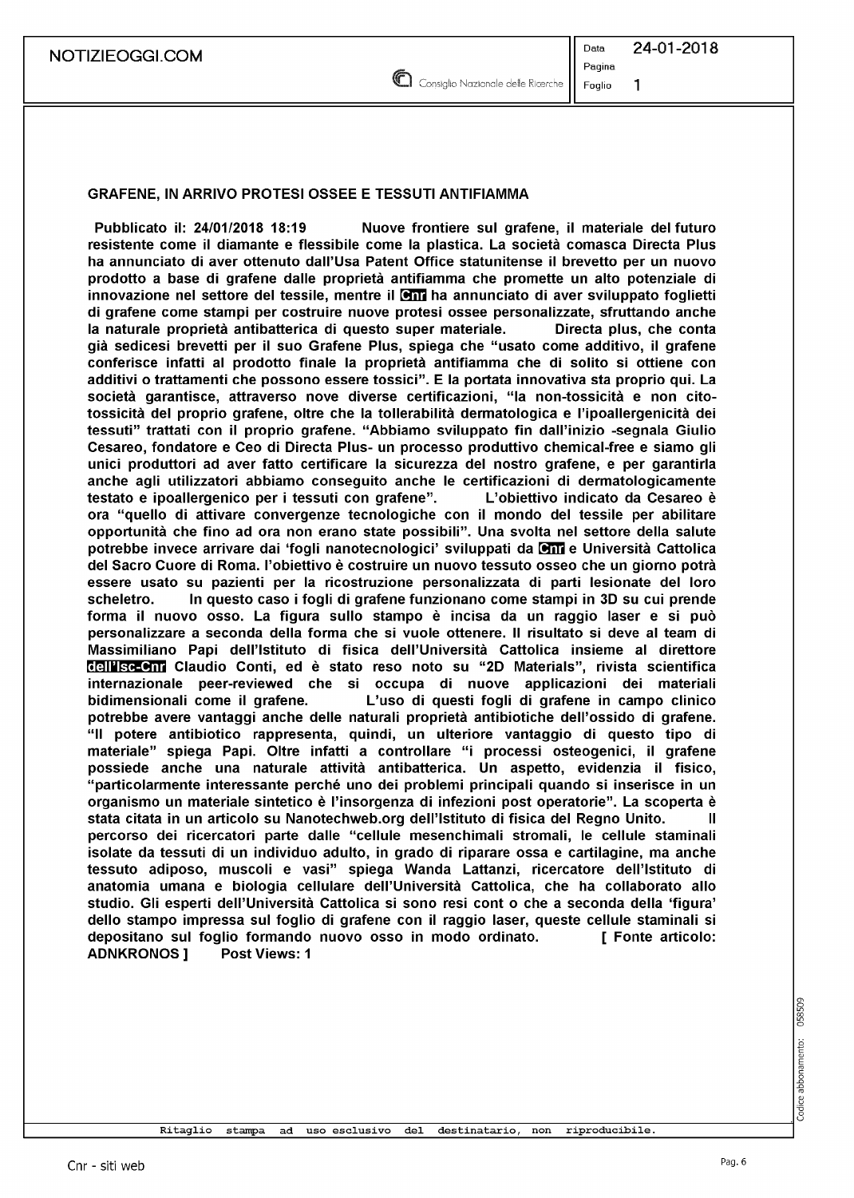## GRAFENE, IN ARRIVO PROTESI OSSEE E TESSUTI ANTIFIAMMA

**Pubblicato il: 24/01/2018 18:19** Nuove frontiere sul grafene, il materiale del futuro resistente come il diamante e flessibile come la plastica. La società comasca Directa Plus ha annunciato di aver ottenuto dall'Usa Patent Office statunitense il brevetto per un nuovo prodotto a base di grafene dalle proprietà antifiamma che promette un alto potenziale di innovazione nel settore del tessile, mentre il Cnr ha annunciato di aver sviluppato foglietti di grafene come stampi per costruire nuove protesi ossee personalizzate, sfruttando anche la naturale proprietà antibatterica di questo super materiale. Directa plus, che conta già sedicesi brevetti per il suo Grafene Plus, spiega che "usato come additivo, il grafene conferisce infatti al prodotto finale la proprietà antifiamma che di solito si ottiene con additivi o trattamenti che possono essere tossici". E la portata innovativa sta proprio qui. La società garantisce, attraverso nove diverse certificazioni, "la non-tossicità e non cito-tossicità del proprio grafene, oltre che la tollerabilità dermatologica e l'ipoallergenicità dei tessuti" trattati con il proprio grafene. "Abbiamo sviluppato fin dall'inizio -segnala Giulio Cesareo, fondatore e Ceo di Directa Plus- un processo produttivo chemical-free e siamo gli unici produttori ad aver fatto certificare la sicurezza del nostro grafene, e per garantirla anche agli utilizzatori abbiamo conseguito anche le certificazioni di dermatologicamente testato e ipoallergenico per i tessuti con grafene". L'obiettivo indicato da Cesareo è ora "quello di attivare convergenze tecnologiche con il mondo del tessile per abilitare opportunità che fino ad ora non erano state possibili". Una svolta nel settore della salute potrebbe invece arrivare dai 'fogli nanotecnologici' sviluppati da Cnr e Università Cattolica del Sacro Cuore di Roma. l'obiettivo è costruire un nuovo tessuto osseo che un giorno potrà essere usato su pazienti per la ricostruzione personalizzata di parti lesionate del loro scheletro. In questo caso i fogli di grafene funzionano come stampi in 3D su cui prende forma il nuovo osso. La figura sullo stampo è incisa da un raggio laser e si può personalizzare a seconda della forma che si vuole ottenere. Il risultato si deve al team di Massimiliano Papi dell'Istituto di fisica dell'Università Cattolica insieme al direttore dell'Isc-Cnr Claudio Conti, ed è stato reso noto su "2D Materials", rivista scientifica internazionale peer-reviewed che si occupa di nuove applicazioni dei materiali bidimensionali come il grafene. L'uso di questi fogli di grafene in campo clinico potrebbe avere vantaggi anche delle naturali proprietà antibiotiche dell'ossido di grafene. "Il potere antibiotico rappresenta, quindi, un ulteriore vantaggio di questo tipo di materiale" spiega Papi. Oltre infatti a controllare "i processi osteogenici, il grafene possiede anche una naturale attività antibatterica. Un aspetto, evidenzia il fisico, "particolarmente interessante perché uno dei problemi principali quando si inserisce in un organismo un materiale sintetico è l'insorgenza di infezioni post operatorie". La scoperta è stata citata in un articolo su Nanotechweb.org dell'Istituto di fisica del Regno Unito. Il percorso dei ricercatori parte dalle "cellule mesenchimali stromali, le cellule staminali isolate da tessuti di un individuo adulto, in grado di riparare ossa e cartilagine, ma anche tessuto adiposo, muscoli e vasi" spiega Wanda Lattanzi, ricercatore dell'Istituto di anatomia umana e biologia cellulare dell'Università Cattolica, che ha collaborato allo studio. Gli esperti dell'Università Cattolica si sono resi cont o che a seconda della 'figura' dello stampo impressa sul foglio di grafene con il raggio laser, queste cellule staminali si depositano sul foglio formando nuovo osso in modo ordinato. [ Fonte articolo: ADNKRONOS ] Post Views: 1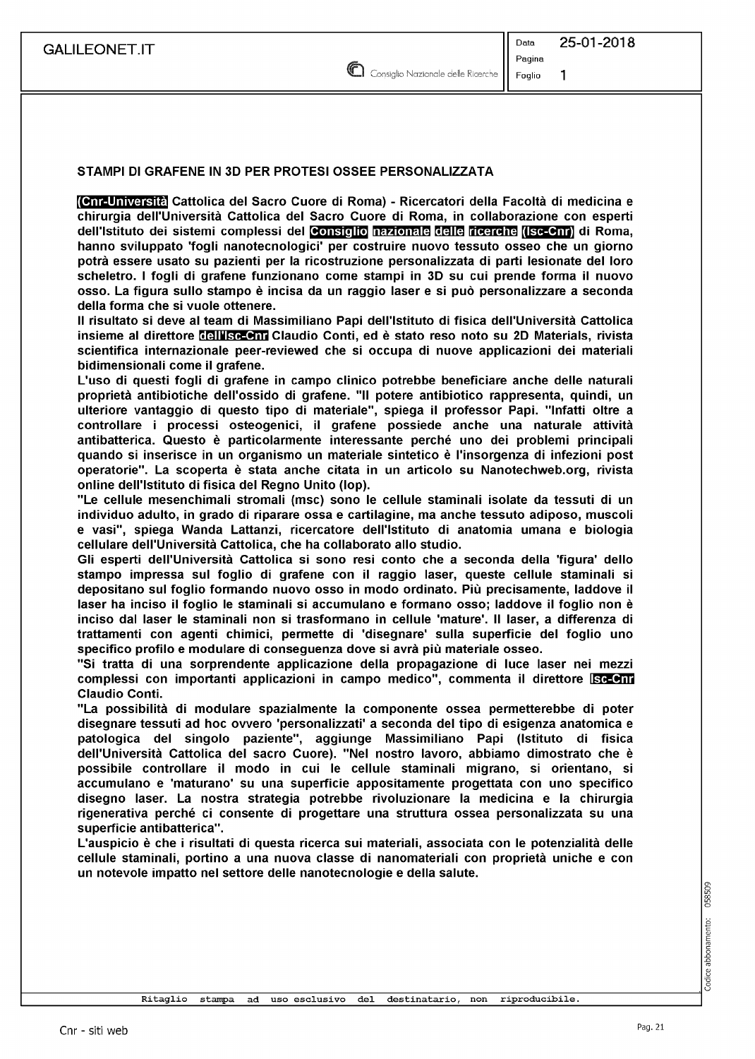## STAMPI DI GRAFENE IN 3D PER PROTESI OSSEE PERSONALIZZATA

**(Cnr-Università Cattolica del Sacro Cuore di Roma) - Ricercatori della Facoltà di medicina e chirurgia dell'Università Cattolica del Sacro Cuore di Roma, in collaborazione con esperti dell'Istituto dei sistemi complessi del Consiglio nazionale delle ricerche (Isc-Cnr) di Roma, hanno sviluppato 'fogli nanotecnologici' per costruire nuovo tessuto osseo che un giorno potrà essere usato su pazienti per la ricostruzione personalizzata di parti lesionate del loro scheletro. I fogli di grafene funzionano come stampi in 3D su cui prende forma il nuovo osso. La figura sullo stampo è incisa da un raggio laser e si può personalizzare a seconda della forma che si vuole ottenere.**

**Il risultato si deve al team di Massimiliano Papi dell'Istituto di fisica dell'Università Cattolica insieme al direttore dell'Isc-Cnr Claudio Conti, ed è stato reso noto su 2D Materials, rivista scientifica internazionale peer-reviewed che si occupa di nuove applicazioni dei materiali bidimensionali come il grafene.**

**L'uso di questi fogli di grafene in campo clinico potrebbe beneficiare anche delle naturali proprietà antibiotiche dell'ossido di grafene. "Il potere antibiotico rappresenta, quindi, un ulteriore vantaggio di questo tipo di materiale", spiega il professor Papi. "Infatti oltre a controllare i processi osteogenici, il grafene possiede anche una naturale attività antibatterica. Questo è particolarmente interessante perché uno dei problemi principali quando si inserisce in un organismo un materiale sintetico è l'insorgenza di infezioni post operatorie". La scoperta è stata anche citata in un articolo su Nanotechweb.org, rivista online dell'Istituto di fisica del Regno Unito (Iop).**

**"Le cellule mesenchimali stromali (msc) sono le cellule staminali isolate da tessuti di un individuo adulto, in grado di riparare ossa e cartilagine, ma anche tessuto adiposo, muscoli e vasi", spiega Wanda Lattanzi, ricercatore dell'Istituto di anatomia umana e biologia cellulare dell'Università Cattolica, che ha collaborato allo studio.**

**Gli esperti dell'Università Cattolica si sono resi conto che a seconda della 'figura' dello stampo impressa sul foglio di grafene con il raggio laser, queste cellule staminali si depositano sul foglio formando nuovo osso in modo ordinato. Più precisamente, laddove il laser ha inciso il foglio le staminali si accumulano e formano osso; laddove il foglio non è inciso dal laser le staminali non si trasformano in cellule 'mature'. Il laser, a differenza di trattamenti con agenti chimici, permette di 'disegnare' sulla superficie del foglio uno specifico profilo e modulare di conseguenza dove si avrà più materiale osseo.**

**"Si tratta di una sorprendente applicazione della propagazione di luce laser nei mezzi complessi con importanti applicazioni in campo medico", commenta il direttore Isc-Cnr Claudio Conti.**

**"La possibilità di modulare spazialmente la componente ossea permetterebbe di poter disegnare tessuti ad hoc ovvero 'personalizzati' a seconda del tipo di esigenza anatomica e patologica del singolo paziente", aggiunge Massimiliano Papi (Istituto di fisica dell'Università Cattolica del sacro Cuore). "Nel nostro lavoro, abbiamo dimostrato che è possibile controllare il modo in cui le cellule staminali migrano, si orientano, si accumulano e 'maturano' su una superficie appositamente progettata con uno specifico disegno laser. La nostra strategia potrebbe rivoluzionare la medicina e la chirurgia rigenerativa perché ci consente di progettare una struttura ossea personalizzata su una superficie antibatterica".**

**L'auspicio è che i risultati di questa ricerca sui materiali, associata con le potenzialità delle cellule staminali, portino a una nuova classe di nanomateriali con proprietà uniche e con un notevole impatto nel settore delle nanotecnologie e della salute.**